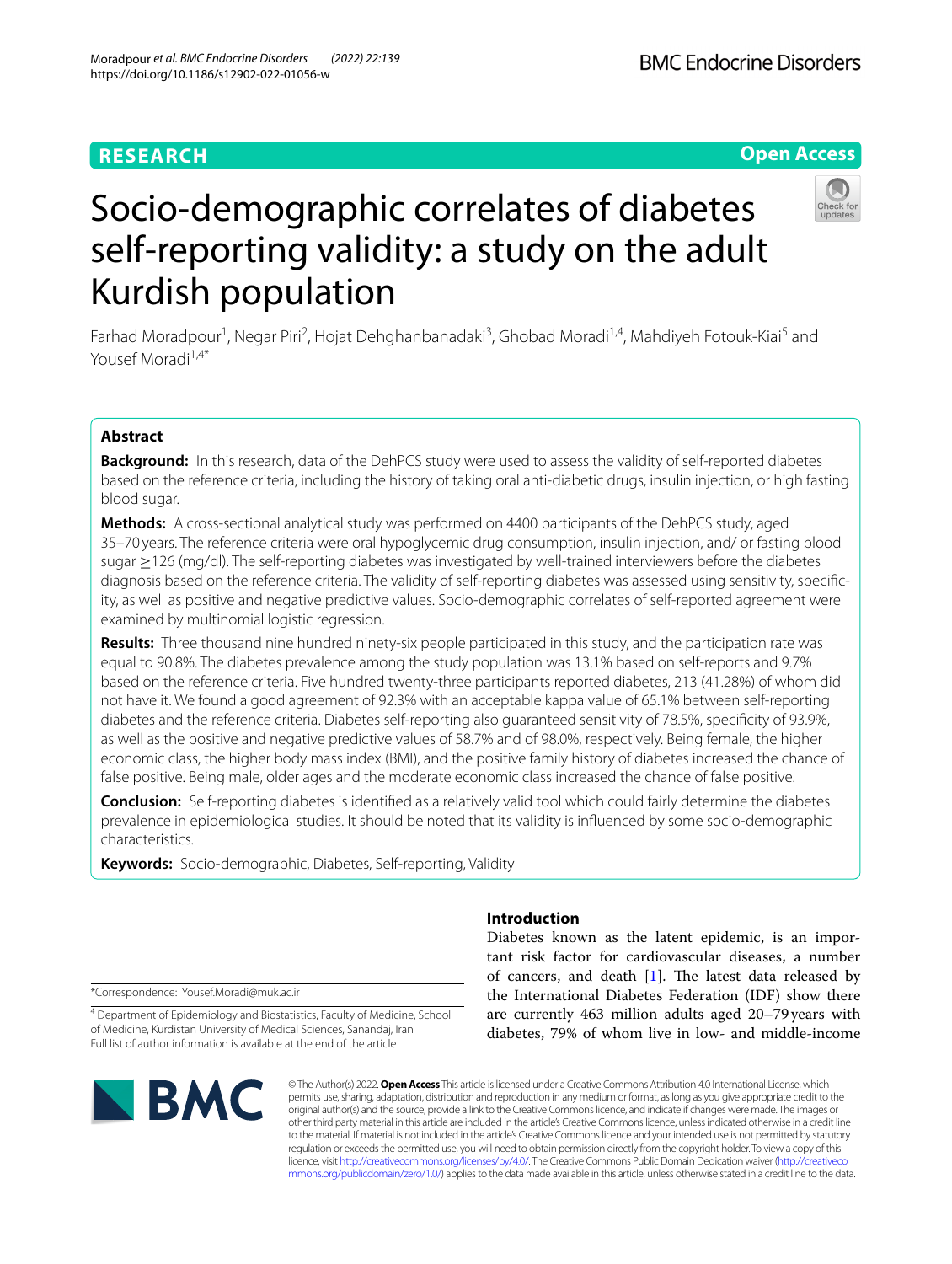RESEARCH

Open Access

# Socio-demographic correlates of diabetes self-reporting validity: a study on the adult Kurdish population

Farhad Moradpour[1], Negar Piri[2], Hojat Dehghanbanadaki[3], Ghobad Moradi[1,4], Mahdiyeh Fotouk-Kiai[5] and Yousef Moradi[1,4*]

## Abstract

**Background:** In this research, data of the DehPCS study were used to assess the validity of self-reported diabetes based on the reference criteria, including the history of taking oral anti-diabetic drugs, insulin injection, or high fasting blood sugar.

**Methods:** A cross-sectional analytical study was performed on 4400 participants of the DehPCS study, aged 35–70 years. The reference criteria were oral hypoglycemic drug consumption, insulin injection, and/ or fasting blood sugar ≥126 (mg/dl). The self-reporting diabetes was investigated by well-trained interviewers before the diabetes diagnosis based on the reference criteria. The validity of self-reporting diabetes was assessed using sensitivity, specificity, as well as positive and negative predictive values. Socio-demographic correlates of self-reported agreement were examined by multinomial logistic regression.

**Results:** Three thousand nine hundred ninety-six people participated in this study, and the participation rate was equal to 90.8%. The diabetes prevalence among the study population was 13.1% based on self-reports and 9.7% based on the reference criteria. Five hundred twenty-three participants reported diabetes, 213 (41.28%) of whom did not have it. We found a good agreement of 92.3% with an acceptable kappa value of 65.1% between self-reporting diabetes and the reference criteria. Diabetes self-reporting also guaranteed sensitivity of 78.5%, specificity of 93.9%, as well as the positive and negative predictive values of 58.7% and of 98.0%, respectively. Being female, the higher economic class, the higher body mass index (BMI), and the positive family history of diabetes increased the chance of false positive. Being male, older ages and the moderate economic class increased the chance of false positive.

**Conclusion:** Self-reporting diabetes is identified as a relatively valid tool which could fairly determine the diabetes prevalence in epidemiological studies. It should be noted that its validity is influenced by some socio-demographic characteristics.

**Keywords:** Socio-demographic, Diabetes, Self-reporting, Validity

## Introduction

Diabetes known as the latent epidemic, is an important risk factor for cardiovascular diseases, a number of cancers, and death [1]. The latest data released by the International Diabetes Federation (IDF) show there are currently 463 million adults aged 20–79 years with diabetes, 79% of whom live in low- and middle-income

*Correspondence: Yousef.Moradi@muk.ac.ir

[4] Department of Epidemiology and Biostatistics, Faculty of Medicine, School of Medicine, Kurdistan University of Medical Sciences, Sanandaj, Iran
Full list of author information is available at the end of the article

© The Author(s) 2022. **Open Access** This article is licensed under a Creative Commons Attribution 4.0 International License, which permits use, sharing, adaptation, distribution and reproduction in any medium or format, as long as you give appropriate credit to the original author(s) and the source, provide a link to the Creative Commons licence, and indicate if changes were made. The images or other third party material in this article are included in the article's Creative Commons licence, unless indicated otherwise in a credit line to the material. If material is not included in the article's Creative Commons licence and your intended use is not permitted by statutory regulation or exceeds the permitted use, you will need to obtain permission directly from the copyright holder. To view a copy of this licence, visit http://creativecommons.org/licenses/by/4.0/. The Creative Commons Public Domain Dedication waiver (http://creativecommons.org/publicdomain/zero/1.0/) applies to the data made available in this article, unless otherwise stated in a credit line to the data.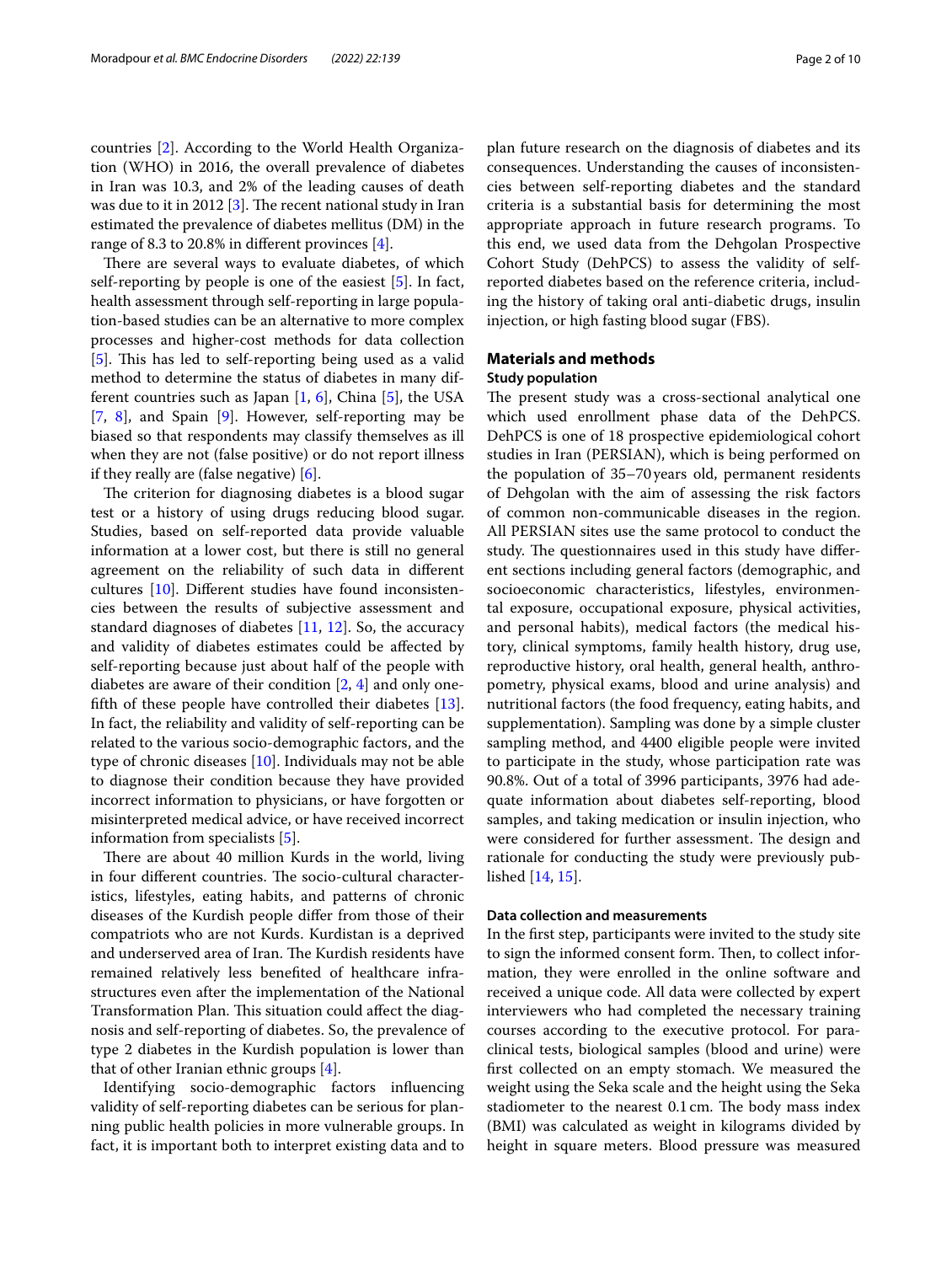countries [2]. According to the World Health Organization (WHO) in 2016, the overall prevalence of diabetes in Iran was 10.3, and 2% of the leading causes of death was due to it in 2012 [3]. The recent national study in Iran estimated the prevalence of diabetes mellitus (DM) in the range of 8.3 to 20.8% in different provinces [4].

There are several ways to evaluate diabetes, of which self-reporting by people is one of the easiest [5]. In fact, health assessment through self-reporting in large population-based studies can be an alternative to more complex processes and higher-cost methods for data collection [5]. This has led to self-reporting being used as a valid method to determine the status of diabetes in many different countries such as Japan [1, 6], China [5], the USA [7, 8], and Spain [9]. However, self-reporting may be biased so that respondents may classify themselves as ill when they are not (false positive) or do not report illness if they really are (false negative) [6].

The criterion for diagnosing diabetes is a blood sugar test or a history of using drugs reducing blood sugar. Studies, based on self-reported data provide valuable information at a lower cost, but there is still no general agreement on the reliability of such data in different cultures [10]. Different studies have found inconsistencies between the results of subjective assessment and standard diagnoses of diabetes [11, 12]. So, the accuracy and validity of diabetes estimates could be affected by self-reporting because just about half of the people with diabetes are aware of their condition [2, 4] and only one-fifth of these people have controlled their diabetes [13]. In fact, the reliability and validity of self-reporting can be related to the various socio-demographic factors, and the type of chronic diseases [10]. Individuals may not be able to diagnose their condition because they have provided incorrect information to physicians, or have forgotten or misinterpreted medical advice, or have received incorrect information from specialists [5].

There are about 40 million Kurds in the world, living in four different countries. The socio-cultural characteristics, lifestyles, eating habits, and patterns of chronic diseases of the Kurdish people differ from those of their compatriots who are not Kurds. Kurdistan is a deprived and underserved area of Iran. The Kurdish residents have remained relatively less benefited of healthcare infrastructures even after the implementation of the National Transformation Plan. This situation could affect the diagnosis and self-reporting of diabetes. So, the prevalence of type 2 diabetes in the Kurdish population is lower than that of other Iranian ethnic groups [4].

Identifying socio-demographic factors influencing validity of self-reporting diabetes can be serious for planning public health policies in more vulnerable groups. In fact, it is important both to interpret existing data and to plan future research on the diagnosis of diabetes and its consequences. Understanding the causes of inconsistencies between self-reporting diabetes and the standard criteria is a substantial basis for determining the most appropriate approach in future research programs. To this end, we used data from the Dehgolan Prospective Cohort Study (DehPCS) to assess the validity of self-reported diabetes based on the reference criteria, including the history of taking oral anti-diabetic drugs, insulin injection, or high fasting blood sugar (FBS).

## Materials and methods

### Study population

The present study was a cross-sectional analytical one which used enrollment phase data of the DehPCS. DehPCS is one of 18 prospective epidemiological cohort studies in Iran (PERSIAN), which is being performed on the population of 35–70 years old, permanent residents of Dehgolan with the aim of assessing the risk factors of common non-communicable diseases in the region. All PERSIAN sites use the same protocol to conduct the study. The questionnaires used in this study have different sections including general factors (demographic, and socioeconomic characteristics, lifestyles, environmental exposure, occupational exposure, physical activities, and personal habits), medical factors (the medical history, clinical symptoms, family health history, drug use, reproductive history, oral health, general health, anthropometry, physical exams, blood and urine analysis) and nutritional factors (the food frequency, eating habits, and supplementation). Sampling was done by a simple cluster sampling method, and 4400 eligible people were invited to participate in the study, whose participation rate was 90.8%. Out of a total of 3996 participants, 3976 had adequate information about diabetes self-reporting, blood samples, and taking medication or insulin injection, who were considered for further assessment. The design and rationale for conducting the study were previously published [14, 15].

### Data collection and measurements

In the first step, participants were invited to the study site to sign the informed consent form. Then, to collect information, they were enrolled in the online software and received a unique code. All data were collected by expert interviewers who had completed the necessary training courses according to the executive protocol. For paraclinical tests, biological samples (blood and urine) were first collected on an empty stomach. We measured the weight using the Seka scale and the height using the Seka stadiometer to the nearest 0.1 cm. The body mass index (BMI) was calculated as weight in kilograms divided by height in square meters. Blood pressure was measured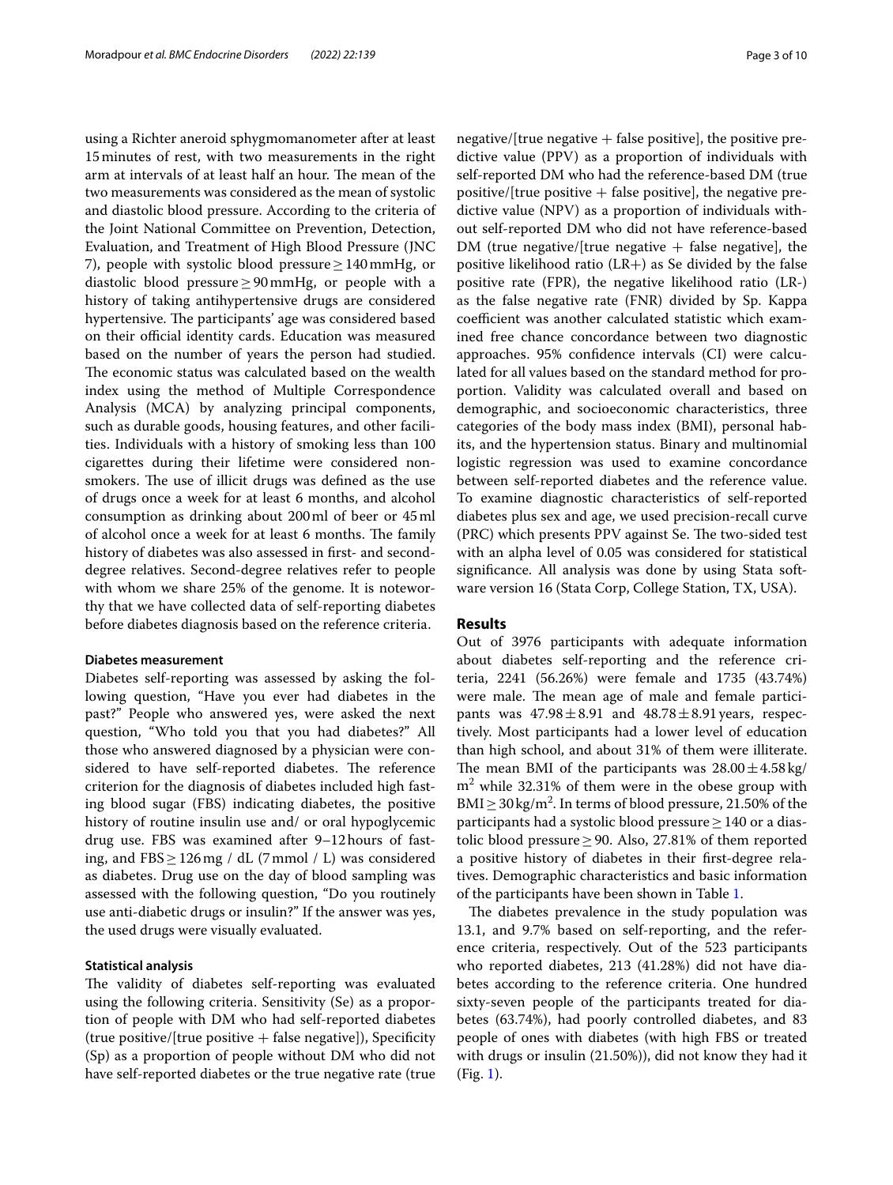using a Richter aneroid sphygmomanometer after at least 15 minutes of rest, with two measurements in the right arm at intervals of at least half an hour. The mean of the two measurements was considered as the mean of systolic and diastolic blood pressure. According to the criteria of the Joint National Committee on Prevention, Detection, Evaluation, and Treatment of High Blood Pressure (JNC 7), people with systolic blood pressure ≥ 140 mmHg, or diastolic blood pressure ≥ 90 mmHg, or people with a history of taking antihypertensive drugs are considered hypertensive. The participants' age was considered based on their official identity cards. Education was measured based on the number of years the person had studied. The economic status was calculated based on the wealth index using the method of Multiple Correspondence Analysis (MCA) by analyzing principal components, such as durable goods, housing features, and other facilities. Individuals with a history of smoking less than 100 cigarettes during their lifetime were considered nonsmokers. The use of illicit drugs was defined as the use of drugs once a week for at least 6 months, and alcohol consumption as drinking about 200 ml of beer or 45 ml of alcohol once a week for at least 6 months. The family history of diabetes was also assessed in first- and second-degree relatives. Second-degree relatives refer to people with whom we share 25% of the genome. It is noteworthy that we have collected data of self-reporting diabetes before diabetes diagnosis based on the reference criteria.

### Diabetes measurement

Diabetes self-reporting was assessed by asking the following question, "Have you ever had diabetes in the past?" People who answered yes, were asked the next question, "Who told you that you had diabetes?" All those who answered diagnosed by a physician were considered to have self-reported diabetes. The reference criterion for the diagnosis of diabetes included high fasting blood sugar (FBS) indicating diabetes, the positive history of routine insulin use and/ or oral hypoglycemic drug use. FBS was examined after 9–12 hours of fasting, and FBS ≥ 126 mg / dL (7 mmol / L) was considered as diabetes. Drug use on the day of blood sampling was assessed with the following question, "Do you routinely use anti-diabetic drugs or insulin?" If the answer was yes, the used drugs were visually evaluated.

### Statistical analysis

The validity of diabetes self-reporting was evaluated using the following criteria. Sensitivity (Se) as a proportion of people with DM who had self-reported diabetes (true positive/[true positive + false negative]), Specificity (Sp) as a proportion of people without DM who did not have self-reported diabetes or the true negative rate (true negative/[true negative + false positive], the positive predictive value (PPV) as a proportion of individuals with self-reported DM who had the reference-based DM (true positive/[true positive + false positive], the negative predictive value (NPV) as a proportion of individuals without self-reported DM who did not have reference-based DM (true negative/[true negative + false negative], the positive likelihood ratio (LR+) as Se divided by the false positive rate (FPR), the negative likelihood ratio (LR-) as the false negative rate (FNR) divided by Sp. Kappa coefficient was another calculated statistic which examined free chance concordance between two diagnostic approaches. 95% confidence intervals (CI) were calculated for all values based on the standard method for proportion. Validity was calculated overall and based on demographic, and socioeconomic characteristics, three categories of the body mass index (BMI), personal habits, and the hypertension status. Binary and multinomial logistic regression was used to examine concordance between self-reported diabetes and the reference value. To examine diagnostic characteristics of self-reported diabetes plus sex and age, we used precision-recall curve (PRC) which presents PPV against Se. The two-sided test with an alpha level of 0.05 was considered for statistical significance. All analysis was done by using Stata software version 16 (Stata Corp, College Station, TX, USA).

## Results

Out of 3976 participants with adequate information about diabetes self-reporting and the reference criteria, 2241 (56.26%) were female and 1735 (43.74%) were male. The mean age of male and female participants was 47.98 ± 8.91 and 48.78 ± 8.91 years, respectively. Most participants had a lower level of education than high school, and about 31% of them were illiterate. The mean BMI of the participants was 28.00 ± 4.58 kg/m$^2$ while 32.31% of them were in the obese group with BMI ≥ 30 kg/m$^2$. In terms of blood pressure, 21.50% of the participants had a systolic blood pressure ≥ 140 or a diastolic blood pressure ≥ 90. Also, 27.81% of them reported a positive history of diabetes in their first-degree relatives. Demographic characteristics and basic information of the participants have been shown in Table 1.

The diabetes prevalence in the study population was 13.1, and 9.7% based on self-reporting, and the reference criteria, respectively. Out of the 523 participants who reported diabetes, 213 (41.28%) did not have diabetes according to the reference criteria. One hundred sixty-seven people of the participants treated for diabetes (63.74%), had poorly controlled diabetes, and 83 people of ones with diabetes (with high FBS or treated with drugs or insulin (21.50%)), did not know they had it (Fig. 1).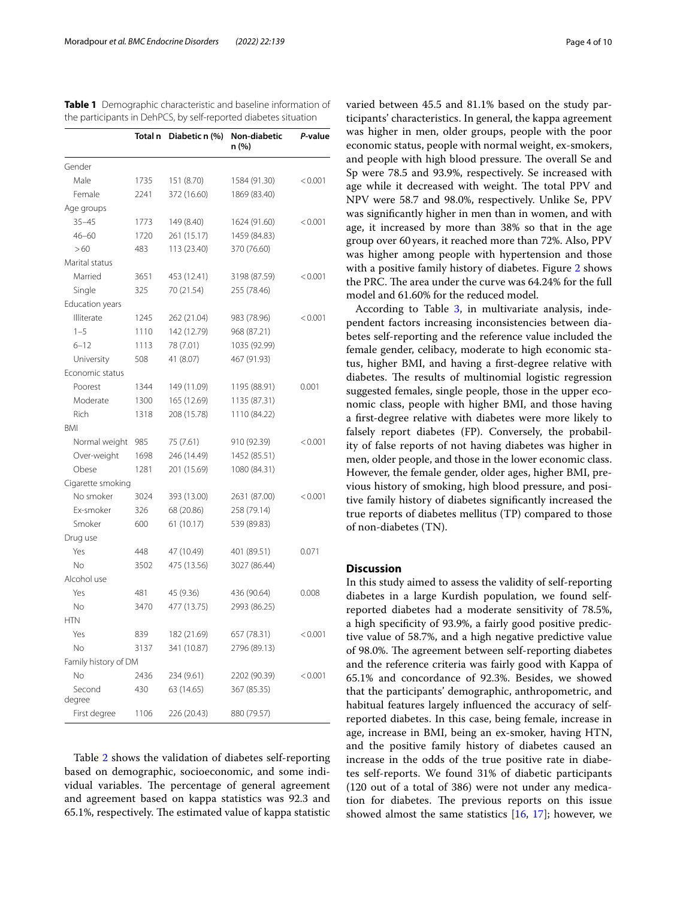**Table 1** Demographic characteristic and baseline information of the participants in DehPCS, by self-reported diabetes situation

| | Total n | Diabetic n (%) | Non-diabetic n (%) | *P*-value |
|---|---|---|---|---|
| Gender | | | | |
| Male | 1735 | 151 (8.70) | 1584 (91.30) | < 0.001 |
| Female | 2241 | 372 (16.60) | 1869 (83.40) | |
| Age groups | | | | |
| 35–45 | 1773 | 149 (8.40) | 1624 (91.60) | < 0.001 |
| 46–60 | 1720 | 261 (15.17) | 1459 (84.83) | |
| > 60 | 483 | 113 (23.40) | 370 (76.60) | |
| Marital status | | | | |
| Married | 3651 | 453 (12.41) | 3198 (87.59) | < 0.001 |
| Single | 325 | 70 (21.54) | 255 (78.46) | |
| Education years | | | | |
| Illiterate | 1245 | 262 (21.04) | 983 (78.96) | < 0.001 |
| 1–5 | 1110 | 142 (12.79) | 968 (87.21) | |
| 6–12 | 1113 | 78 (7.01) | 1035 (92.99) | |
| University | 508 | 41 (8.07) | 467 (91.93) | |
| Economic status | | | | |
| Poorest | 1344 | 149 (11.09) | 1195 (88.91) | 0.001 |
| Moderate | 1300 | 165 (12.69) | 1135 (87.31) | |
| Rich | 1318 | 208 (15.78) | 1110 (84.22) | |
| BMI | | | | |
| Normal weight | 985 | 75 (7.61) | 910 (92.39) | < 0.001 |
| Over-weight | 1698 | 246 (14.49) | 1452 (85.51) | |
| Obese | 1281 | 201 (15.69) | 1080 (84.31) | |
| Cigarette smoking | | | | |
| No smoker | 3024 | 393 (13.00) | 2631 (87.00) | < 0.001 |
| Ex-smoker | 326 | 68 (20.86) | 258 (79.14) | |
| Smoker | 600 | 61 (10.17) | 539 (89.83) | |
| Drug use | | | | |
| Yes | 448 | 47 (10.49) | 401 (89.51) | 0.071 |
| No | 3502 | 475 (13.56) | 3027 (86.44) | |
| Alcohol use | | | | |
| Yes | 481 | 45 (9.36) | 436 (90.64) | 0.008 |
| No | 3470 | 477 (13.75) | 2993 (86.25) | |
| HTN | | | | |
| Yes | 839 | 182 (21.69) | 657 (78.31) | < 0.001 |
| No | 3137 | 341 (10.87) | 2796 (89.13) | |
| Family history of DM | | | | |
| No | 2436 | 234 (9.61) | 2202 (90.39) | < 0.001 |
| Second degree | 430 | 63 (14.65) | 367 (85.35) | |
| First degree | 1106 | 226 (20.43) | 880 (79.57) | |

Table 2 shows the validation of diabetes self-reporting based on demographic, socioeconomic, and some individual variables. The percentage of general agreement and agreement based on kappa statistics was 92.3 and 65.1%, respectively. The estimated value of kappa statistic varied between 45.5 and 81.1% based on the study participants' characteristics. In general, the kappa agreement was higher in men, older groups, people with the poor economic status, people with normal weight, ex-smokers, and people with high blood pressure. The overall Se and Sp were 78.5 and 93.9%, respectively. Se increased with age while it decreased with weight. The total PPV and NPV were 58.7 and 98.0%, respectively. Unlike Se, PPV was significantly higher in men than in women, and with age, it increased by more than 38% so that in the age group over 60 years, it reached more than 72%. Also, PPV was higher among people with hypertension and those with a positive family history of diabetes. Figure 2 shows the PRC. The area under the curve was 64.24% for the full model and 61.60% for the reduced model.

According to Table 3, in multivariate analysis, independent factors increasing inconsistencies between diabetes self-reporting and the reference value included the female gender, celibacy, moderate to high economic status, higher BMI, and having a first-degree relative with diabetes. The results of multinomial logistic regression suggested females, single people, those in the upper economic class, people with higher BMI, and those having a first-degree relative with diabetes were more likely to falsely report diabetes (FP). Conversely, the probability of false reports of not having diabetes was higher in men, older people, and those in the lower economic class. However, the female gender, older ages, higher BMI, previous history of smoking, high blood pressure, and positive family history of diabetes significantly increased the true reports of diabetes mellitus (TP) compared to those of non-diabetes (TN).

## Discussion

In this study aimed to assess the validity of self-reporting diabetes in a large Kurdish population, we found self-reported diabetes had a moderate sensitivity of 78.5%, a high specificity of 93.9%, a fairly good positive predictive value of 58.7%, and a high negative predictive value of 98.0%. The agreement between self-reporting diabetes and the reference criteria was fairly good with Kappa of 65.1% and concordance of 92.3%. Besides, we showed that the participants' demographic, anthropometric, and habitual features largely influenced the accuracy of self-reported diabetes. In this case, being female, increase in age, increase in BMI, being an ex-smoker, having HTN, and the positive family history of diabetes caused an increase in the odds of the true positive rate in diabetes self-reports. We found 31% of diabetic participants (120 out of a total of 386) were not under any medication for diabetes. The previous reports on this issue showed almost the same statistics [16, 17]; however, we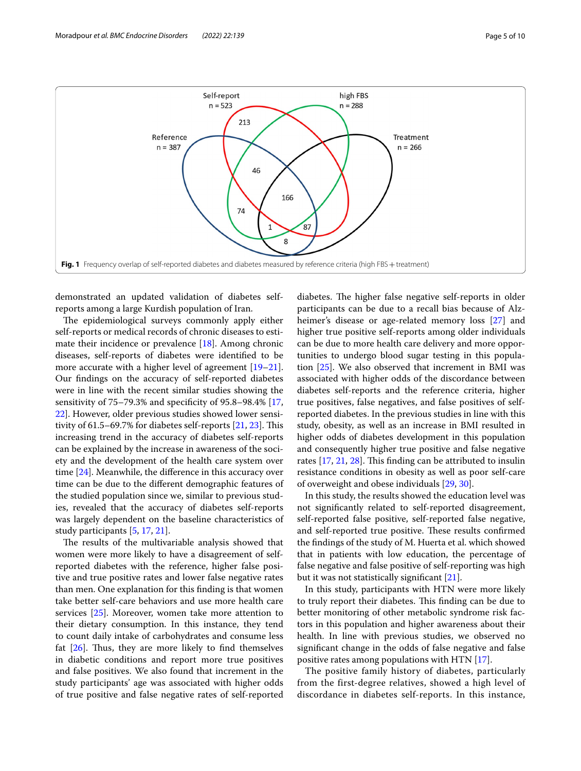**Fig. 1** Frequency overlap of self-reported diabetes and diabetes measured by reference criteria (high FBS + treatment)

demonstrated an updated validation of diabetes self-reports among a large Kurdish population of Iran.

The epidemiological surveys commonly apply either self-reports or medical records of chronic diseases to estimate their incidence or prevalence [18]. Among chronic diseases, self-reports of diabetes were identified to be more accurate with a higher level of agreement [19–21]. Our findings on the accuracy of self-reported diabetes were in line with the recent similar studies showing the sensitivity of 75–79.3% and specificity of 95.8–98.4% [17, 22]. However, older previous studies showed lower sensitivity of 61.5–69.7% for diabetes self-reports [21, 23]. This increasing trend in the accuracy of diabetes self-reports can be explained by the increase in awareness of the society and the development of the health care system over time [24]. Meanwhile, the difference in this accuracy over time can be due to the different demographic features of the studied population since we, similar to previous studies, revealed that the accuracy of diabetes self-reports was largely dependent on the baseline characteristics of study participants [5, 17, 21].

The results of the multivariable analysis showed that women were more likely to have a disagreement of self-reported diabetes with the reference, higher false positive and true positive rates and lower false negative rates than men. One explanation for this finding is that women take better self-care behaviors and use more health care services [25]. Moreover, women take more attention to their dietary consumption. In this instance, they tend to count daily intake of carbohydrates and consume less fat [26]. Thus, they are more likely to find themselves in diabetic conditions and report more true positives and false positives. We also found that increment in the study participants' age was associated with higher odds of true positive and false negative rates of self-reported diabetes. The higher false negative self-reports in older participants can be due to a recall bias because of Alzheimer's disease or age-related memory loss [27] and higher true positive self-reports among older individuals can be due to more health care delivery and more opportunities to undergo blood sugar testing in this population [25]. We also observed that increment in BMI was associated with higher odds of the discordance between diabetes self-reports and the reference criteria, higher true positives, false negatives, and false positives of self-reported diabetes. In the previous studies in line with this study, obesity, as well as an increase in BMI resulted in higher odds of diabetes development in this population and consequently higher true positive and false negative rates [17, 21, 28]. This finding can be attributed to insulin resistance conditions in obesity as well as poor self-care of overweight and obese individuals [29, 30].

In this study, the results showed the education level was not significantly related to self-reported disagreement, self-reported false positive, self-reported false negative, and self-reported true positive. These results confirmed the findings of the study of M. Huerta et al. which showed that in patients with low education, the percentage of false negative and false positive of self-reporting was high but it was not statistically significant [21].

In this study, participants with HTN were more likely to truly report their diabetes. This finding can be due to better monitoring of other metabolic syndrome risk factors in this population and higher awareness about their health. In line with previous studies, we observed no significant change in the odds of false negative and false positive rates among populations with HTN [17].

The positive family history of diabetes, particularly from the first-degree relatives, showed a high level of discordance in diabetes self-reports. In this instance,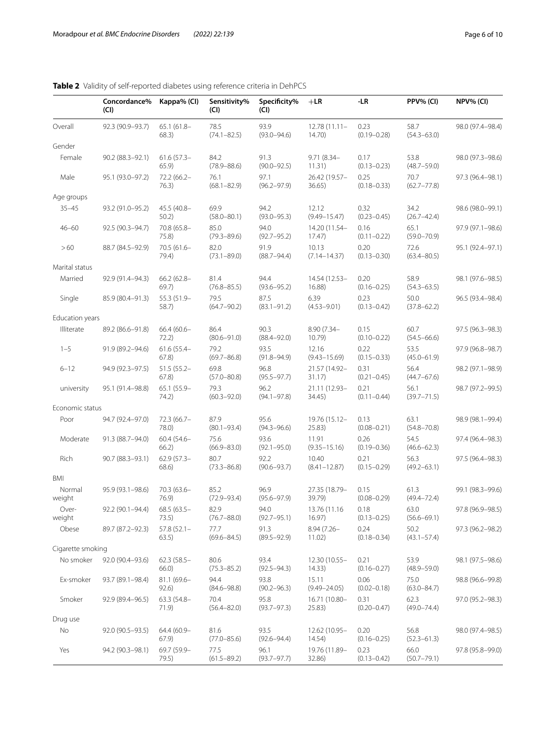**Table 2** Validity of self-reported diabetes using reference criteria in DehPCS

| | Concordance% (CI) | Kappa% (CI) | Sensitivity% (CI) | Specificity% (CI) | +LR | -LR | PPV% (CI) | NPV% (CI) |
|---|---|---|---|---|---|---|---|---|
| Overall | 92.3 (90.9–93.7) | 65.1 (61.8–68.3) | 78.5 (74.1–82.5) | 93.9 (93.0–94.6) | 12.78 (11.11–14.70) | 0.23 (0.19–0.28) | 58.7 (54.3–63.0) | 98.0 (97.4–98.4) |
| Gender | | | | | | | | |
| Female | 90.2 (88.3–92.1) | 61.6 (57.3–65.9) | 84.2 (78.9–88.6) | 91.3 (90.0–92.5) | 9.71 (8.34–11.31) | 0.17 (0.13–0.23) | 53.8 (48.7–59.0) | 98.0 (97.3–98.6) |
| Male | 95.1 (93.0–97.2) | 72.2 (66.2–76.3) | 76.1 (68.1–82.9) | 97.1 (96.2–97.9) | 26.42 (19.57–36.65) | 0.25 (0.18–0.33) | 70.7 (62.7–77.8) | 97.3 (96.4–98.1) |
| Age groups | | | | | | | | |
| 35–45 | 93.2 (91.0–95.2) | 45.5 (40.8–50.2) | 69.9 (58.0–80.1) | 94.2 (93.0–95.3) | 12.12 (9.49–15.47) | 0.32 (0.23–0.45) | 34.2 (26.7–42.4) | 98.6 (98.0–99.1) |
| 46–60 | 92.5 (90.3–94.7) | 70.8 (65.8–75.8) | 85.0 (79.3–89.6) | 94.0 (92.7–95.2) | 14.20 (11.54–17.47) | 0.16 (0.11–0.22) | 65.1 (59.0–70.9) | 97.9 (97.1–98.6) |
| >60 | 88.7 (84.5–92.9) | 70.5 (61.6–79.4) | 82.0 (73.1–89.0) | 91.9 (88.7–94.4) | 10.13 (7.14–14.37) | 0.20 (0.13–0.30) | 72.6 (63.4–80.5) | 95.1 (92.4–97.1) |
| Marital status | | | | | | | | |
| Married | 92.9 (91.4–94.3) | 66.2 (62.8–69.7) | 81.4 (76.8–85.5) | 94.4 (93.6–95.2) | 14.54 (12.53–16.88) | 0.20 (0.16–0.25) | 58.9 (54.3–63.5) | 98.1 (97.6–98.5) |
| Single | 85.9 (80.4–91.3) | 55.3 (51.9–58.7) | 79.5 (64.7–90.2) | 87.5 (83.1–91.2) | 6.39 (4.53–9.01) | 0.23 (0.13–0.42) | 50.0 (37.8–62.2) | 96.5 (93.4–98.4) |
| Education years | | | | | | | | |
| Illiterate | 89.2 (86.6–91.8) | 66.4 (60.6–72.2) | 86.4 (80.6–91.0) | 90.3 (88.4–92.0) | 8.90 (7.34–10.79) | 0.15 (0.10–0.22) | 60.7 (54.5–66.6) | 97.5 (96.3–98.3) |
| 1–5 | 91.9 (89.2–94.6) | 61.6 (55.4–67.8) | 79.2 (69.7–86.8) | 93.5 (91.8–94.9) | 12.16 (9.43–15.69) | 0.22 (0.15–0.33) | 53.5 (45.0–61.9) | 97.9 (96.8–98.7) |
| 6–12 | 94.9 (92.3–97.5) | 51.5 (55.2–67.8) | 69.8 (57.0–80.8) | 96.8 (95.5–97.7) | 21.57 (14.92–31.17) | 0.31 (0.21–0.45) | 56.4 (44.7–67.6) | 98.2 (97.1–98.9) |
| university | 95.1 (91.4–98.8) | 65.1 (55.9–74.2) | 79.3 (60.3–92.0) | 96.2 (94.1–97.8) | 21.11 (12.93–34.45) | 0.21 (0.11–0.44) | 56.1 (39.7–71.5) | 98.7 (97.2–99.5) |
| Economic status | | | | | | | | |
| Poor | 94.7 (92.4–97.0) | 72.3 (66.7–78.0) | 87.9 (80.1–93.4) | 95.6 (94.3–96.6) | 19.76 (15.12–25.83) | 0.13 (0.08–0.21) | 63.1 (54.8–70.8) | 98.9 (98.1–99.4) |
| Moderate | 91.3 (88.7–94.0) | 60.4 (54.6–66.2) | 75.6 (66.9–83.0) | 93.6 (92.1–95.0) | 11.91 (9.35–15.16) | 0.26 (0.19–0.36) | 54.5 (46.6–62.3) | 97.4 (96.4–98.3) |
| Rich | 90.7 (88.3–93.1) | 62.9 (57.3–68.6) | 80.7 (73.3–86.8) | 92.2 (90.6–93.7) | 10.40 (8.41–12.87) | 0.21 (0.15–0.29) | 56.3 (49.2–63.1) | 97.5 (96.4–98.3) |
| BMI | | | | | | | | |
| Normal weight | 95.9 (93.1–98.6) | 70.3 (63.6–76.9) | 85.2 (72.9–93.4) | 96.9 (95.6–97.9) | 27.35 (18.79–39.79) | 0.15 (0.08–0.29) | 61.3 (49.4–72.4) | 99.1 (98.3–99.6) |
| Over-weight | 92.2 (90.1–94.4) | 68.5 (63.5–73.5) | 82.9 (76.7–88.0) | 94.0 (92.7–95.1) | 13.76 (11.16 16.97) | 0.18 (0.13–0.25) | 63.0 (56.6–69.1) | 97.8 (96.9–98.5) |
| Obese | 89.7 (87.2–92.3) | 57.8 (52.1–63.5) | 77.7 (69.6–84.5) | 91.3 (89.5–92.9) | 8.94 (7.26–11.02) | 0.24 (0.18–0.34) | 50.2 (43.1–57.4) | 97.3 (96.2–98.2) |
| Cigarette smoking | | | | | | | | |
| No smoker | 92.0 (90.4–93.6) | 62.3 (58.5–66.0) | 80.6 (75.3–85.2) | 93.4 (92.5–94.3) | 12.30 (10.55–14.33) | 0.21 (0.16–0.27) | 53.9 (48.9–59.0) | 98.1 (97.5–98.6) |
| Ex-smoker | 93.7 (89.1–98.4) | 81.1 (69.6–92.6) | 94.4 (84.6–98.8) | 93.8 (90.2–96.3) | 15.11 (9.49–24.05) | 0.06 (0.02–0.18) | 75.0 (63.0–84.7) | 98.8 (96.6–99.8) |
| Smoker | 92.9 (89.4–96.5) | 63.3 (54.8–71.9) | 70.4 (56.4–82.0) | 95.8 (93.7–97.3) | 16.71 (10.80–25.83) | 0.31 (0.20–0.47) | 62.3 (49.0–74.4) | 97.0 (95.2–98.3) |
| Drug use | | | | | | | | |
| No | 92.0 (90.5–93.5) | 64.4 (60.9–67.9) | 81.6 (77.0–85.6) | 93.5 (92.6–94.4) | 12.62 (10.95–14.54) | 0.20 (0.16–0.25) | 56.8 (52.3–61.3) | 98.0 (97.4–98.5) |
| Yes | 94.2 (90.3–98.1) | 69.7 (59.9–79.5) | 77.5 (61.5–89.2) | 96.1 (93.7–97.7) | 19.76 (11.89–32.86) | 0.23 (0.13–0.42) | 66.0 (50.7–79.1) | 97.8 (95.8–99.0) |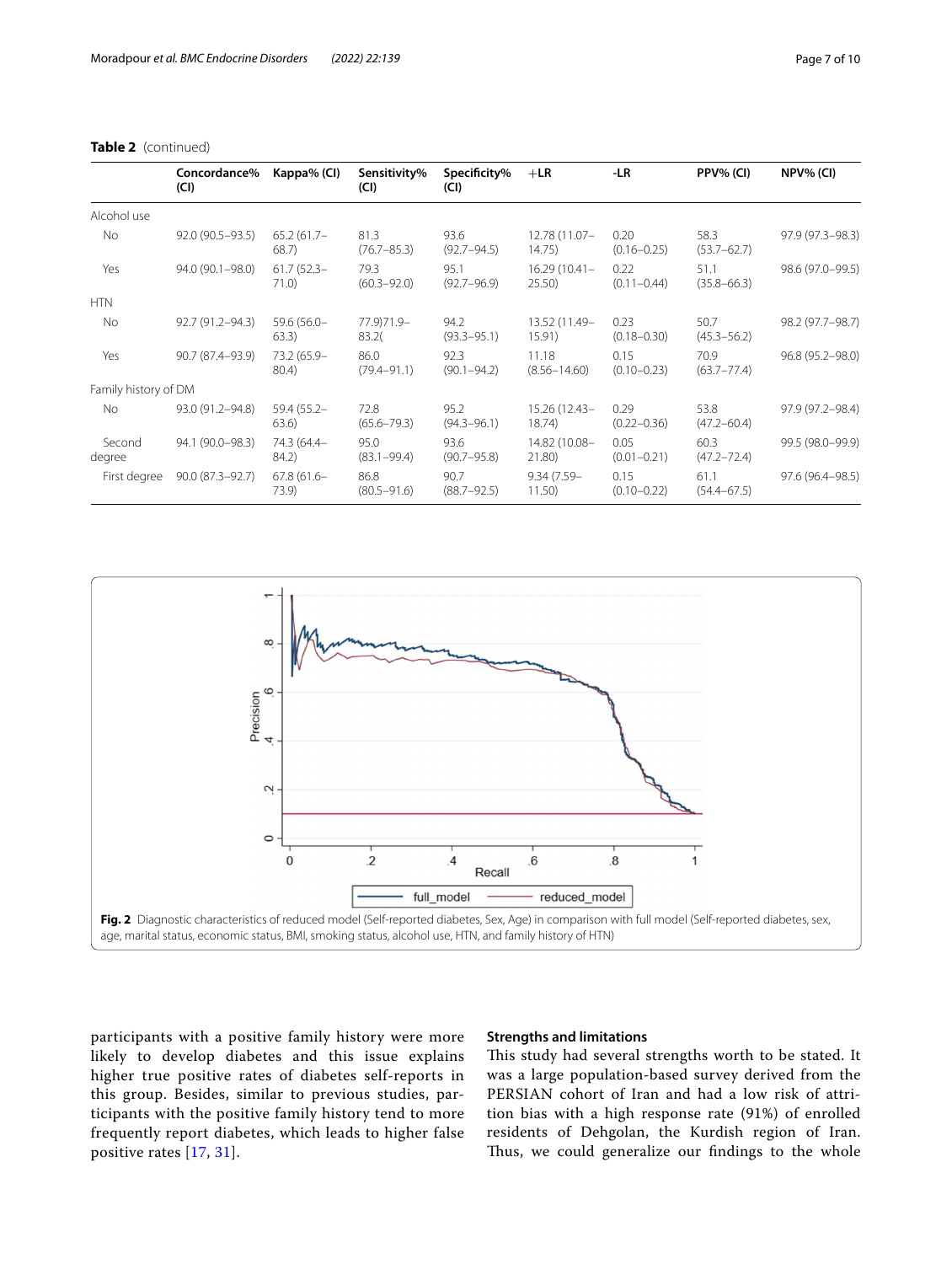**Table 2** (continued)

| | Concordance% (CI) | Kappa% (CI) | Sensitivity% (CI) | Specificity% (CI) | +LR | -LR | PPV% (CI) | NPV% (CI) |
|---|---|---|---|---|---|---|---|---|
| Alcohol use | | | | | | | | |
| No | 92.0 (90.5–93.5) | 65.2 (61.7–68.7) | 81.3 (76.7–85.3) | 93.6 (92.7–94.5) | 12.78 (11.07–14.75) | 0.20 (0.16–0.25) | 58.3 (53.7–62.7) | 97.9 (97.3–98.3) |
| Yes | 94.0 (90.1–98.0) | 61.7 (52.3–71.0) | 79.3 (60.3–92.0) | 95.1 (92.7–96.9) | 16.29 (10.41–25.50) | 0.22 (0.11–0.44) | 51.1 (35.8–66.3) | 98.6 (97.0–99.5) |
| HTN | | | | | | | | |
| No | 92.7 (91.2–94.3) | 59.6 (56.0–63.3) | 77.9)71.9–83.2( | 94.2 (93.3–95.1) | 13.52 (11.49–15.91) | 0.23 (0.18–0.30) | 50.7 (45.3–56.2) | 98.2 (97.7–98.7) |
| Yes | 90.7 (87.4–93.9) | 73.2 (65.9–80.4) | 86.0 (79.4–91.1) | 92.3 (90.1–94.2) | 11.18 (8.56–14.60) | 0.15 (0.10–0.23) | 70.9 (63.7–77.4) | 96.8 (95.2–98.0) |
| Family history of DM | | | | | | | | |
| No | 93.0 (91.2–94.8) | 59.4 (55.2–63.6) | 72.8 (65.6–79.3) | 95.2 (94.3–96.1) | 15.26 (12.43–18.74) | 0.29 (0.22–0.36) | 53.8 (47.2–60.4) | 97.9 (97.2–98.4) |
| Second degree | 94.1 (90.0–98.3) | 74.3 (64.4–84.2) | 95.0 (83.1–99.4) | 93.6 (90.7–95.8) | 14.82 (10.08–21.80) | 0.05 (0.01–0.21) | 60.3 (47.2–72.4) | 99.5 (98.0–99.9) |
| First degree | 90.0 (87.3–92.7) | 67.8 (61.6–73.9) | 86.8 (80.5–91.6) | 90.7 (88.7–92.5) | 9.34 (7.59–11.50) | 0.15 (0.10–0.22) | 61.1 (54.4–67.5) | 97.6 (96.4–98.5) |

**Fig. 2** Diagnostic characteristics of reduced model (Self-reported diabetes, Sex, Age) in comparison with full model (Self-reported diabetes, sex, age, marital status, economic status, BMI, smoking status, alcohol use, HTN, and family history of HTN)

participants with a positive family history were more likely to develop diabetes and this issue explains higher true positive rates of diabetes self-reports in this group. Besides, similar to previous studies, participants with the positive family history tend to more frequently report diabetes, which leads to higher false positive rates [17, 31].

### Strengths and limitations

This study had several strengths worth to be stated. It was a large population-based survey derived from the PERSIAN cohort of Iran and had a low risk of attrition bias with a high response rate (91%) of enrolled residents of Dehgolan, the Kurdish region of Iran. Thus, we could generalize our findings to the whole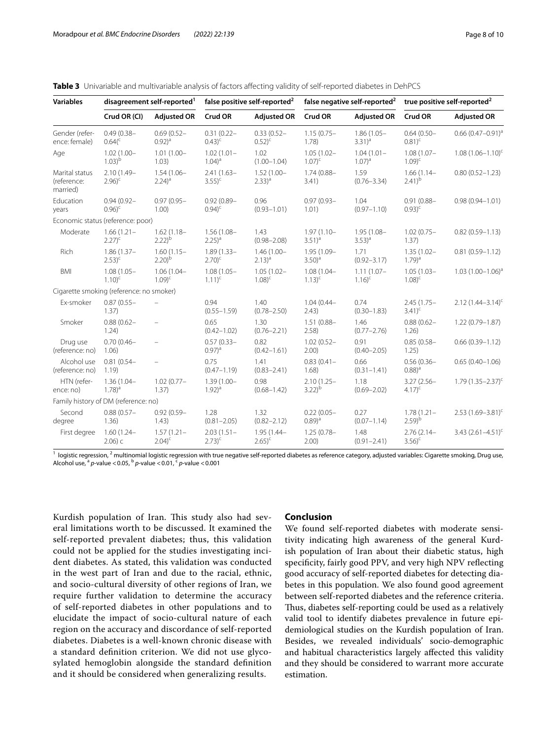**Table 3** Univariable and multivariable analysis of factors affecting validity of self-reported diabetes in DehPCS

| Variables | disagreement self-reported[1] | | false positive self-reported[2] | | false negative self-reported[2] | | true positive self-reported[2] | |
|---|---|---|---|---|---|---|---|---|
| | Crud OR (CI) | Adjusted OR | Crud OR | Adjusted OR | Crud OR | Adjusted OR | Crud OR | Adjusted OR |
| Gender (reference: female) | 0.49 (0.38–0.64)[c] | 0.69 (0.52–0.92)[a] | 0.31 (0.22–0.43)[c] | 0.33 (0.52–0.52)[c] | 1.15 (0.75–1.78) | 1.86 (1.05–3.31)[a] | 0.64 (0.50–0.81)[c] | 0.66 (0.47–0.91)[a] |
| Age | 1.02 (1.00–1.03)[b] | 1.01 (1.00–1.03) | 1.02 (1.01–1.04)[a] | 1.02 (1.00–1.04) | 1.05 (1.02–1.07)[c] | 1.04 (1.01–1.07)[a] | 1.08 (1.07–1.09)[c] | 1.08 (1.06–1.10)[c] |
| Marital status (reference: married) | 2.10 (1.49–2.96)[c] | 1.54 (1.06–2.24)[a] | 2.41 (1.63–3.55)[c] | 1.52 (1.00–2.33)[a] | 1.74 (0.88–3.41) | 1.59 (0.76–3.34) | 1.66 (1.14–2.41)[b] | 0.80 (0.52–1.23) |
| Education years | 0.94 (0.92–0.96)[c] | 0.97 (0.95–1.00) | 0.92 (0.89–0.94)[c] | 0.96 (0.93–1.01) | 0.97 (0.93–1.01) | 1.04 (0.97–1.10) | 0.91 (0.88–0.93)[c] | 0.98 (0.94–1.01) |
| Economic status (reference: poor) | | | | | | | | |
| Moderate | 1.66 (1.21–2.27)[c] | 1.62 (1.18–2.22)[b] | 1.56 (1.08–2.25)[a] | 1.43 (0.98–2.08) | 1.97 (1.10–3.51)[a] | 1.95 (1.08–3.53)[a] | 1.02 (0.75–1.37) | 0.82 (0.59–1.13) |
| Rich | 1.86 (1.37–2.53)[c] | 1.60 (1.15–2.20)[b] | 1.89 (1.33–2.70)[c] | 1.46 (1.00–2.13)[a] | 1.95 (1.09–3.50)[a] | 1.71 (0.92–3.17) | 1.35 (1.02–1.79)[a] | 0.81 (0.59–1.12) |
| BMI | 1.08 (1.05–1.10)[c] | 1.06 (1.04–1.09)[c] | 1.08 (1.05–1.11)[c] | 1.05 (1.02–1.08)[c] | 1.08 (1.04–1.13)[c] | 1.11 (1.07–1.16)[c] | 1.05 (1.03–1.08)[c] | 1.03 (1.00–1.06)[a] |
| Cigarette smoking (reference: no smoker) | | | | | | | | |
| Ex-smoker | 0.87 (0.55–1.37) | – | 0.94 (0.55–1.59) | 1.40 (0.78–2.50) | 1.04 (0.44–2.43) | 0.74 (0.30–1.83) | 2.45 (1.75–3.41)[c] | 2.12 (1.44–3.14)[c] |
| Smoker | 0.88 (0.62–1.24) | – | 0.65 (0.42–1.02) | 1.30 (0.76–2.21) | 1.51 (0.88–2.58) | 1.46 (0.77–2.76) | 0.88 (0.62–1.26) | 1.22 (0.79–1.87) |
| Drug use (reference: no) | 0.70 (0.46–1.06) | – | 0.57 (0.33–0.97)[a] | 0.82 (0.42–1.61) | 1.02 (0.52–2.00) | 0.91 (0.40–2.05) | 0.85 (0.58–1.25) | 0.66 (0.39–1.12) |
| Alcohol use (reference: no) | 0.81 (0.54–1.19) | – | 0.75 (0.47–1.19) | 1.41 (0.83–2.41) | 0.83 (0.41–1.68) | 0.66 (0.31–1.41) | 0.56 (0.36–0.88)[a] | 0.65 (0.40–1.06) |
| HTN (reference: no) | 1.36 (1.04–1.78)[a] | 1.02 (0.77–1.37) | 1.39 (1.00–1.92)[a] | 0.98 (0.68–1.42) | 2.10 (1.25–3.22)[b] | 1.18 (0.69–2.02) | 3.27 (2.56–4.17)[c] | 1.79 (1.35–2.37)[c] |
| Family history of DM (reference: no) | | | | | | | | |
| Second degree | 0.88 (0.57–1.36) | 0.92 (0.59–1.43) | 1.28 (0.81–2.05) | 1.32 (0.82–2.12) | 0.22 (0.05–0.89)[a] | 0.27 (0.07–1.14) | 1.78 (1.21–2.59)[b] | 2.53 (1.69–3.81)[c] |
| First degree | 1.60 (1.24–2.06) c | 1.57 (1.21–2.04)[c] | 2.03 (1.51–2.73)[c] | 1.95 (1.44–2.65)[c] | 1.25 (0.78–2.00) | 1.48 (0.91–2.41) | 2.76 (2.14–3.56)[c] | 3.43 (2.61–4.51)[c] |

[1] logistic regression, [2] multinomial logistic regression with true negative self-reported diabetes as reference category, adjusted variables: Cigarette smoking, Drug use, Alcohol use, [a] $p$-value < 0.05, [b] $p$-value < 0.01, [c] $p$-value < 0.001

Kurdish population of Iran. This study also had several limitations worth to be discussed. It examined the self-reported prevalent diabetes; thus, this validation could not be applied for the studies investigating incident diabetes. As stated, this validation was conducted in the west part of Iran and due to the racial, ethnic, and socio-cultural diversity of other regions of Iran, we require further validation to determine the accuracy of self-reported diabetes in other populations and to elucidate the impact of socio-cultural nature of each region on the accuracy and discordance of self-reported diabetes. Diabetes is a well-known chronic disease with a standard definition criterion. We did not use glycosylated hemoglobin alongside the standard definition and it should be considered when generalizing results.

## Conclusion

We found self-reported diabetes with moderate sensitivity indicating high awareness of the general Kurdish population of Iran about their diabetic status, high specificity, fairly good PPV, and very high NPV reflecting good accuracy of self-reported diabetes for detecting diabetes in this population. We also found good agreement between self-reported diabetes and the reference criteria. Thus, diabetes self-reporting could be used as a relatively valid tool to identify diabetes prevalence in future epidemiological studies on the Kurdish population of Iran. Besides, we revealed individuals' socio-demographic and habitual characteristics largely affected this validity and they should be considered to warrant more accurate estimation.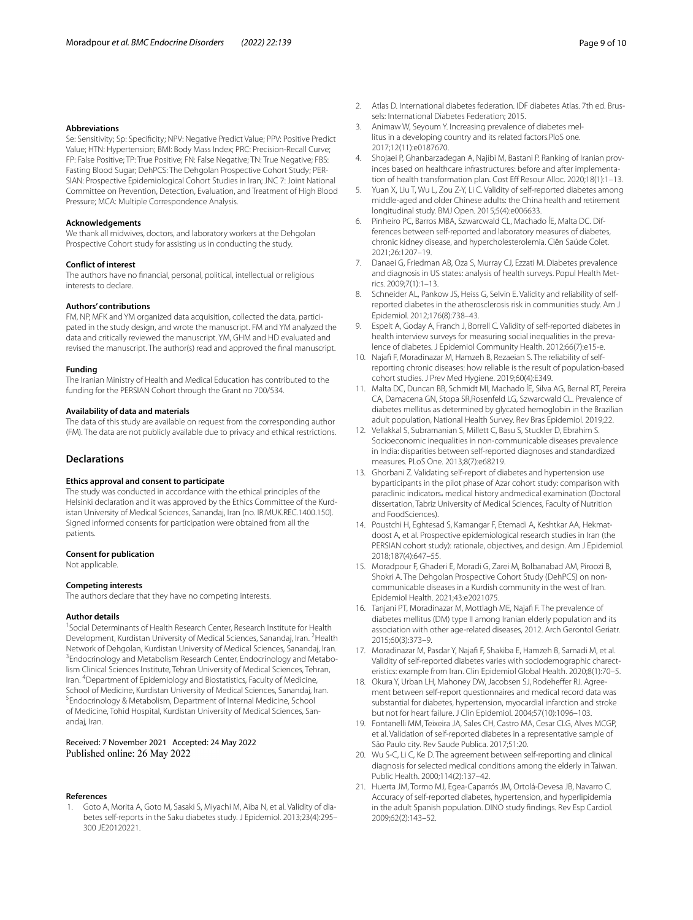#### Abbreviations

Se: Sensitivity; Sp: Specificity; NPV: Negative Predict Value; PPV: Positive Predict Value; HTN: Hypertension; BMI: Body Mass Index; PRC: Precision-Recall Curve; FP: False Positive; TP: True Positive; FN: False Negative; TN: True Negative; FBS: Fasting Blood Sugar; DehPCS: The Dehgolan Prospective Cohort Study; PERSIAN: Prospective Epidemiological Cohort Studies in Iran; JNC 7: Joint National Committee on Prevention, Detection, Evaluation, and Treatment of High Blood Pressure; MCA: Multiple Correspondence Analysis.

#### Acknowledgements

We thank all midwives, doctors, and laboratory workers at the Dehgolan Prospective Cohort study for assisting us in conducting the study.

#### Conflict of interest

The authors have no financial, personal, political, intellectual or religious interests to declare.

#### Authors' contributions

FM, NP, MFK and YM organized data acquisition, collected the data, participated in the study design, and wrote the manuscript. FM and YM analyzed the data and critically reviewed the manuscript. YM, GHM and HD evaluated and revised the manuscript. The author(s) read and approved the final manuscript.

#### Funding

The Iranian Ministry of Health and Medical Education has contributed to the funding for the PERSIAN Cohort through the Grant no 700/534.

#### Availability of data and materials

The data of this study are available on request from the corresponding author (FM). The data are not publicly available due to privacy and ethical restrictions.

## Declarations

#### Ethics approval and consent to participate

The study was conducted in accordance with the ethical principles of the Helsinki declaration and it was approved by the Ethics Committee of the Kurdistan University of Medical Sciences, Sanandaj, Iran (no. IR.MUK.REC.1400.150). Signed informed consents for participation were obtained from all the patients.

#### Consent for publication

Not applicable.

#### Competing interests

The authors declare that they have no competing interests.

#### Author details

[1]Social Determinants of Health Research Center, Research Institute for Health Development, Kurdistan University of Medical Sciences, Sanandaj, Iran. [2]Health Network of Dehgolan, Kurdistan University of Medical Sciences, Sanandaj, Iran. [3]Endocrinology and Metabolism Research Center, Endocrinology and Metabolism Clinical Sciences Institute, Tehran University of Medical Sciences, Tehran, Iran. [4]Department of Epidemiology and Biostatistics, Faculty of Medicine, School of Medicine, Kurdistan University of Medical Sciences, Sanandaj, Iran. [5]Endocrinology & Metabolism, Department of Internal Medicine, School of Medicine, Tohid Hospital, Kurdistan University of Medical Sciences, Sanandaj, Iran.

Received: 7 November 2021 Accepted: 24 May 2022
Published online: 26 May 2022

#### References

1. Goto A, Morita A, Goto M, Sasaki S, Miyachi M, Aiba N, et al. Validity of diabetes self-reports in the Saku diabetes study. J Epidemiol. 2013;23(4):295–300 JE20120221.
2. Atlas D. International diabetes federation. IDF diabetes Atlas. 7th ed. Brussels: International Diabetes Federation; 2015.
3. Animaw W, Seyoum Y. Increasing prevalence of diabetes mellitus in a developing country and its related factors.PloS one. 2017;12(11):e0187670.
4. Shojaei P, Ghanbarzadegan A, Najibi M, Bastani P. Ranking of Iranian provinces based on healthcare infrastructures: before and after implementation of health transformation plan. Cost Eff Resour Alloc. 2020;18(1):1–13.
5. Yuan X, Liu T, Wu L, Zou Z-Y, Li C. Validity of self-reported diabetes among middle-aged and older Chinese adults: the China health and retirement longitudinal study. BMJ Open. 2015;5(4):e006633.
6. Pinheiro PC, Barros MBA, Szwarcwald CL, Machado ÍE, Malta DC. Differences between self-reported and laboratory measures of diabetes, chronic kidney disease, and hypercholesterolemia. Ciên Saúde Colet. 2021;26:1207–19.
7. Danaei G, Friedman AB, Oza S, Murray CJ, Ezzati M. Diabetes prevalence and diagnosis in US states: analysis of health surveys. Popul Health Metrics. 2009;7(1):1–13.
8. Schneider AL, Pankow JS, Heiss G, Selvin E. Validity and reliability of self-reported diabetes in the atherosclerosis risk in communities study. Am J Epidemiol. 2012;176(8):738–43.
9. Espelt A, Goday A, Franch J, Borrell C. Validity of self-reported diabetes in health interview surveys for measuring social inequalities in the prevalence of diabetes. J Epidemiol Community Health. 2012;66(7):e15-e.
10. Najafi F, Moradinazar M, Hamzeh B, Rezaeian S. The reliability of self-reporting chronic diseases: how reliable is the result of population-based cohort studies. J Prev Med Hygiene. 2019;60(4):E349.
11. Malta DC, Duncan BB, Schmidt MI, Machado ÍE, Silva AG, Bernal RT, Pereira CA, Damacena GN, Stopa SR,Rosenfeld LG, Szwarcwald CL. Prevalence of diabetes mellitus as determined by glycated hemoglobin in the Brazilian adult population, National Health Survey. Rev Bras Epidemiol. 2019;22.
12. Vellakkal S, Subramanian S, Millett C, Basu S, Stuckler D, Ebrahim S. Socioeconomic inequalities in non-communicable diseases prevalence in India: disparities between self-reported diagnoses and standardized measures. PLoS One. 2013;8(7):e68219.
13. Ghorbani Z. Validating self-report of diabetes and hypertension use byparticipants in the pilot phase of Azar cohort study: comparison with paraclinic indicators, medical history andmedical examination (Doctoral dissertation, Tabriz University of Medical Sciences, Faculty of Nutrition and FoodSciences).
14. Poustchi H, Eghtesad S, Kamangar F, Etemadi A, Keshtkar AA, Hekmatdoost A, et al. Prospective epidemiological research studies in Iran (the PERSIAN cohort study): rationale, objectives, and design. Am J Epidemiol. 2018;187(4):647–55.
15. Moradpour F, Ghaderi E, Moradi G, Zarei M, Bolbanabad AM, Piroozi B, Shokri A. The Dehgolan Prospective Cohort Study (DehPCS) on non-communicable diseases in a Kurdish community in the west of Iran. Epidemiol Health. 2021;43:e2021075.
16. Tanjani PT, Moradinazar M, Mottlagh ME, Najafi F. The prevalence of diabetes mellitus (DM) type II among Iranian elderly population and its association with other age-related diseases, 2012. Arch Gerontol Geriatr. 2015;60(3):373–9.
17. Moradinazar M, Pasdar Y, Najafi F, Shakiba E, Hamzeh B, Samadi M, et al. Validity of self-reported diabetes varies with sociodemographic charecteristics: example from Iran. Clin Epidemiol Global Health. 2020;8(1):70–5.
18. Okura Y, Urban LH, Mahoney DW, Jacobsen SJ, Rodeheffer RJ. Agreement between self-report questionnaires and medical record data was substantial for diabetes, hypertension, myocardial infarction and stroke but not for heart failure. J Clin Epidemiol. 2004;57(10):1096–103.
19. Fontanelli MM, Teixeira JA, Sales CH, Castro MA, Cesar CLG, Alves MCGP, et al. Validation of self-reported diabetes in a representative sample of São Paulo city. Rev Saude Publica. 2017;51:20.
20. Wu S-C, Li C, Ke D. The agreement between self-reporting and clinical diagnosis for selected medical conditions among the elderly in Taiwan. Public Health. 2000;114(2):137–42.
21. Huerta JM, Tormo MJ, Egea-Caparrós JM, Ortolá-Devesa JB, Navarro C. Accuracy of self-reported diabetes, hypertension, and hyperlipidemia in the adult Spanish population. DINO study findings. Rev Esp Cardiol. 2009;62(2):143–52.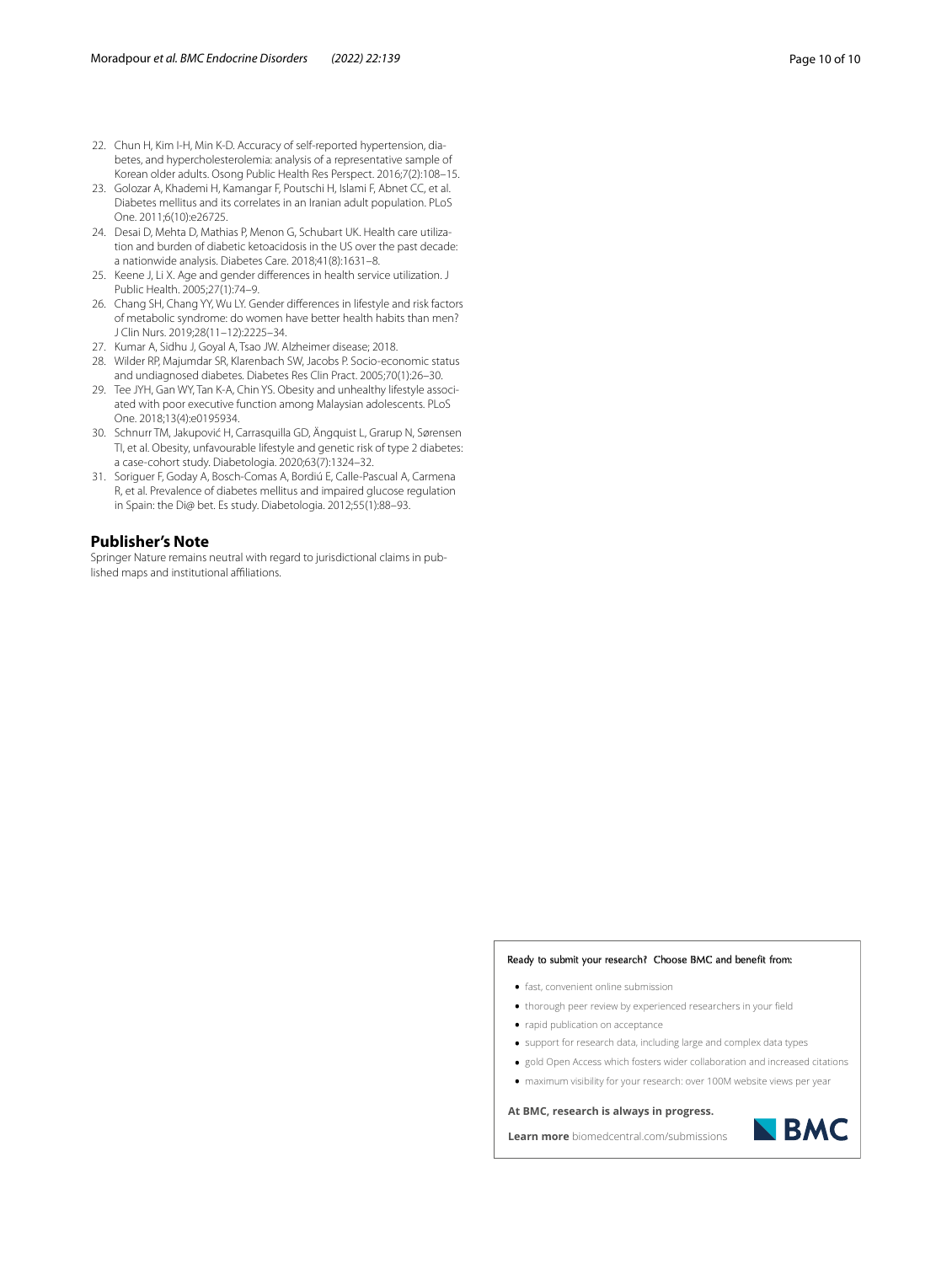22. Chun H, Kim I-H, Min K-D. Accuracy of self-reported hypertension, diabetes, and hypercholesterolemia: analysis of a representative sample of Korean older adults. Osong Public Health Res Perspect. 2016;7(2):108–15.
23. Golozar A, Khademi H, Kamangar F, Poutschi H, Islami F, Abnet CC, et al. Diabetes mellitus and its correlates in an Iranian adult population. PLoS One. 2011;6(10):e26725.
24. Desai D, Mehta D, Mathias P, Menon G, Schubart UK. Health care utilization and burden of diabetic ketoacidosis in the US over the past decade: a nationwide analysis. Diabetes Care. 2018;41(8):1631–8.
25. Keene J, Li X. Age and gender differences in health service utilization. J Public Health. 2005;27(1):74–9.
26. Chang SH, Chang YY, Wu LY. Gender differences in lifestyle and risk factors of metabolic syndrome: do women have better health habits than men? J Clin Nurs. 2019;28(11–12):2225–34.
27. Kumar A, Sidhu J, Goyal A, Tsao JW. Alzheimer disease; 2018.
28. Wilder RP, Majumdar SR, Klarenbach SW, Jacobs P. Socio-economic status and undiagnosed diabetes. Diabetes Res Clin Pract. 2005;70(1):26–30.
29. Tee JYH, Gan WY, Tan K-A, Chin YS. Obesity and unhealthy lifestyle associated with poor executive function among Malaysian adolescents. PLoS One. 2018;13(4):e0195934.
30. Schnurr TM, Jakupović H, Carrasquilla GD, Ängquist L, Grarup N, Sørensen TI, et al. Obesity, unfavourable lifestyle and genetic risk of type 2 diabetes: a case-cohort study. Diabetologia. 2020;63(7):1324–32.
31. Soriguer F, Goday A, Bosch-Comas A, Bordiú E, Calle-Pascual A, Carmena R, et al. Prevalence of diabetes mellitus and impaired glucose regulation in Spain: the Di@ bet. Es study. Diabetologia. 2012;55(1):88–93.

## Publisher's Note

Springer Nature remains neutral with regard to jurisdictional claims in published maps and institutional affiliations.

Ready to submit your research? Choose BMC and benefit from:

- fast, convenient online submission
- thorough peer review by experienced researchers in your field
- rapid publication on acceptance
- support for research data, including large and complex data types
- gold Open Access which fosters wider collaboration and increased citations
- maximum visibility for your research: over 100M website views per year

**At BMC, research is always in progress.**

**Learn more** biomedcentral.com/submissions

BMC